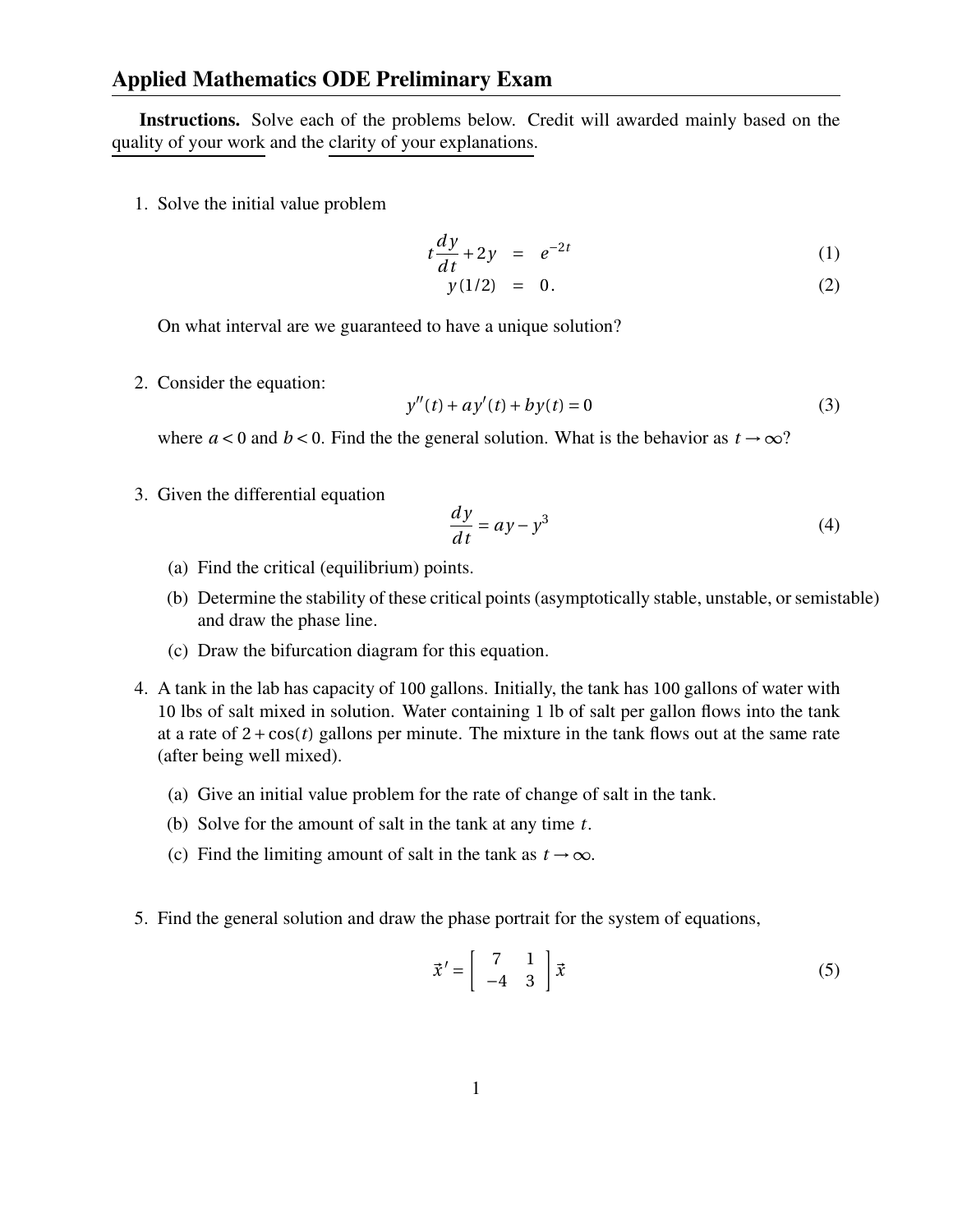## Applied Mathematics ODE Preliminary Exam

**Instructions.** Solve each of the problems below. Credit will awarded mainly based on the quality of your work and the clarity of your explanations.

1. Solve the initial value problem

$$t\frac{dy}{dt} + 2y = e^{-2t} \tag{1}$$

$$y(1/2) = 0. \tag{2}$$

On what interval are we guaranteed to have a unique solution?

2. Consider the equation:

$$y''(t) + ay'(t) + by(t) = 0 \tag{3}$$

where $a < 0$ and $b < 0$. Find the the general solution. What is the behavior as $t \to \infty$?

3. Given the differential equation

$$\frac{dy}{dt} = ay - y^3 \tag{4}$$

   (a) Find the critical (equilibrium) points.

   (b) Determine the stability of these critical points (asymptotically stable, unstable, or semistable) and draw the phase line.

   (c) Draw the bifurcation diagram for this equation.

4. A tank in the lab has capacity of 100 gallons. Initially, the tank has 100 gallons of water with 10 lbs of salt mixed in solution. Water containing 1 lb of salt per gallon flows into the tank at a rate of $2 + \cos(t)$ gallons per minute. The mixture in the tank flows out at the same rate (after being well mixed).

   (a) Give an initial value problem for the rate of change of salt in the tank.

   (b) Solve for the amount of salt in the tank at any time $t$.

   (c) Find the limiting amount of salt in the tank as $t \to \infty$.

5. Find the general solution and draw the phase portrait for the system of equations,

$$\vec{x}' = \begin{bmatrix} 7 & 1 \\ -4 & 3 \end{bmatrix} \vec{x} \tag{5}$$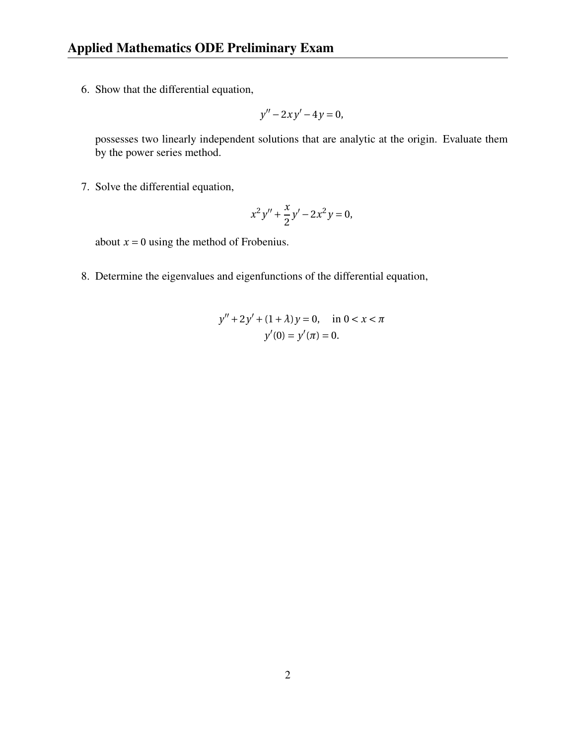6. Show that the differential equation,

$$y'' - 2xy' - 4y = 0,$$

possesses two linearly independent solutions that are analytic at the origin. Evaluate them by the power series method.

7. Solve the differential equation,

$$x^2 y'' + \frac{x}{2} y' - 2x^2 y = 0,$$

about $x = 0$ using the method of Frobenius.

8. Determine the eigenvalues and eigenfunctions of the differential equation,

$$y'' + 2y' + (1 + \lambda)y = 0, \quad \text{in } 0 < x < \pi$$
$$y'(0) = y'(\pi) = 0.$$